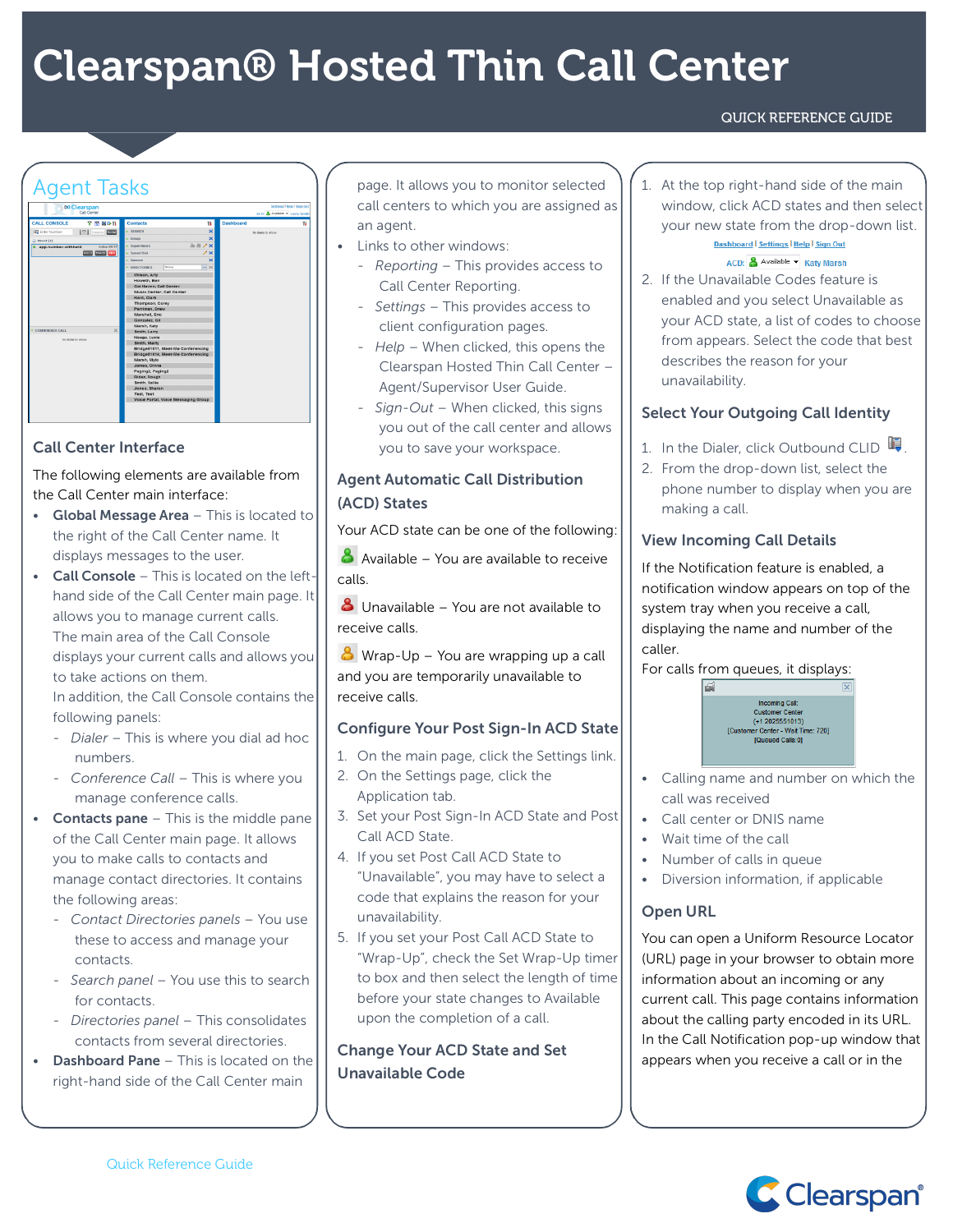# Clearspan® Hosted Thin Call Center

QUICK REFERENCE GUIDE

## Agent Tasks

### Call Center Interface

The following elements are available from the Call Center main interface:

- **Global Message Area** – This is located to the right of the Call Center name. It displays messages to the user.
- **Call Console** – This is located on the left-hand side of the Call Center main page. It allows you to manage current calls. The main area of the Call Console displays your current calls and allows you to take actions on them.
  In addition, the Call Console contains the following panels:
  - *Dialer* – This is where you dial ad hoc numbers.
  - *Conference Call* – This is where you manage conference calls.
- **Contacts pane** – This is the middle pane of the Call Center main page. It allows you to make calls to contacts and manage contact directories. It contains the following areas:
  - *Contact Directories panels* – You use these to access and manage your contacts.
  - *Search panel* – You use this to search for contacts.
  - *Directories panel* – This consolidates contacts from several directories.
- **Dashboard Pane** – This is located on the right-hand side of the Call Center main page. It allows you to monitor selected call centers to which you are assigned as an agent.
- Links to other windows:
  - *Reporting* – This provides access to Call Center Reporting.
  - *Settings* – This provides access to client configuration pages.
  - *Help* – When clicked, this opens the Clearspan Hosted Thin Call Center – Agent/Supervisor User Guide.
  - *Sign-Out* – When clicked, this signs you out of the call center and allows you to save your workspace.

### Agent Automatic Call Distribution (ACD) States

Your ACD state can be one of the following:

Available – You are available to receive calls.

Unavailable – You are not available to receive calls.

Wrap-Up – You are wrapping up a call and you are temporarily unavailable to receive calls.

### Configure Your Post Sign-In ACD State

1. On the main page, click the Settings link.
2. On the Settings page, click the Application tab.
3. Set your Post Sign-In ACD State and Post Call ACD State.
4. If you set Post Call ACD State to "Unavailable", you may have to select a code that explains the reason for your unavailability.
5. If you set your Post Call ACD State to "Wrap-Up", check the Set Wrap-Up timer to box and then select the length of time before your state changes to Available upon the completion of a call.

### Change Your ACD State and Set Unavailable Code

1. At the top right-hand side of the main window, click ACD states and then select your new state from the drop-down list.
2. If the Unavailable Codes feature is enabled and you select Unavailable as your ACD state, a list of codes to choose from appears. Select the code that best describes the reason for your unavailability.

### Select Your Outgoing Call Identity

1. In the Dialer, click Outbound CLID.
2. From the drop-down list, select the phone number to display when you are making a call.

### View Incoming Call Details

If the Notification feature is enabled, a notification window appears on top of the system tray when you receive a call, displaying the name and number of the caller.
For calls from queues, it displays:

- Calling name and number on which the call was received
- Call center or DNIS name
- Wait time of the call
- Number of calls in queue
- Diversion information, if applicable

### Open URL

You can open a Uniform Resource Locator (URL) page in your browser to obtain more information about an incoming or any current call. This page contains information about the calling party encoded in its URL. In the Call Notification pop-up window that appears when you receive a call or in the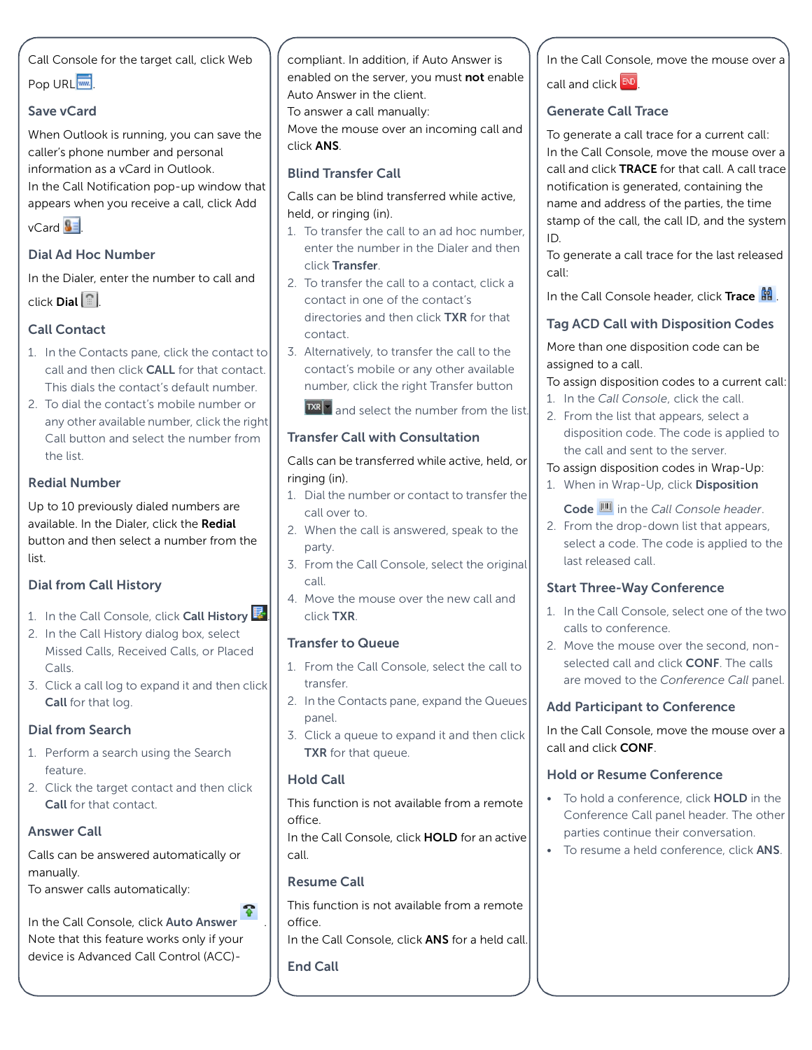Call Console for the target call, click Web Pop URL.

## Save vCard

When Outlook is running, you can save the caller's phone number and personal information as a vCard in Outlook.

In the Call Notification pop-up window that appears when you receive a call, click Add vCard.

## Dial Ad Hoc Number

In the Dialer, enter the number to call and click **Dial**.

## Call Contact

1. In the Contacts pane, click the contact to call and then click **CALL** for that contact. This dials the contact's default number.
2. To dial the contact's mobile number or any other available number, click the right Call button and select the number from the list.

## Redial Number

Up to 10 previously dialed numbers are available. In the Dialer, click the **Redial** button and then select a number from the list.

## Dial from Call History

1. In the Call Console, click **Call History**.
2. In the Call History dialog box, select Missed Calls, Received Calls, or Placed Calls.
3. Click a call log to expand it and then click **Call** for that log.

## Dial from Search

1. Perform a search using the Search feature.
2. Click the target contact and then click **Call** for that contact.

## Answer Call

Calls can be answered automatically or manually.

To answer calls automatically:

In the Call Console, click **Auto Answer**.

Note that this feature works only if your device is Advanced Call Control (ACC)-compliant. In addition, if Auto Answer is enabled on the server, you must **not** enable Auto Answer in the client.

To answer a call manually:

Move the mouse over an incoming call and click **ANS**.

## Blind Transfer Call

Calls can be blind transferred while active, held, or ringing (in).

1. To transfer the call to an ad hoc number, enter the number in the Dialer and then click **Transfer**.
2. To transfer the call to a contact, click a contact in one of the contact's directories and then click **TXR** for that contact.
3. Alternatively, to transfer the call to the contact's mobile or any other available number, click the right Transfer button and select the number from the list.

## Transfer Call with Consultation

Calls can be transferred while active, held, or ringing (in).

1. Dial the number or contact to transfer the call over to.
2. When the call is answered, speak to the party.
3. From the Call Console, select the original call.
4. Move the mouse over the new call and click **TXR**.

## Transfer to Queue

1. From the Call Console, select the call to transfer.
2. In the Contacts pane, expand the Queues panel.
3. Click a queue to expand it and then click **TXR** for that queue.

## Hold Call

This function is not available from a remote office.

In the Call Console, click **HOLD** for an active call.

## Resume Call

This function is not available from a remote office.

In the Call Console, click **ANS** for a held call.

## End Call

In the Call Console, move the mouse over a call and click END.

## Generate Call Trace

To generate a call trace for a current call:

In the Call Console, move the mouse over a call and click **TRACE** for that call. A call trace notification is generated, containing the name and address of the parties, the time stamp of the call, the call ID, and the system ID.

To generate a call trace for the last released call:

In the Call Console header, click **Trace**.

## Tag ACD Call with Disposition Codes

More than one disposition code can be assigned to a call.

To assign disposition codes to a current call:

1. In the *Call Console*, click the call.
2. From the list that appears, select a disposition code. The code is applied to the call and sent to the server.

To assign disposition codes in Wrap-Up:

1. When in Wrap-Up, click **Disposition Code** in the *Call Console header*.
2. From the drop-down list that appears, select a code. The code is applied to the last released call.

## Start Three-Way Conference

1. In the Call Console, select one of the two calls to conference.
2. Move the mouse over the second, non-selected call and click **CONF**. The calls are moved to the *Conference Call* panel.

## Add Participant to Conference

In the Call Console, move the mouse over a call and click **CONF**.

## Hold or Resume Conference

- To hold a conference, click **HOLD** in the Conference Call panel header. The other parties continue their conversation.
- To resume a held conference, click **ANS**.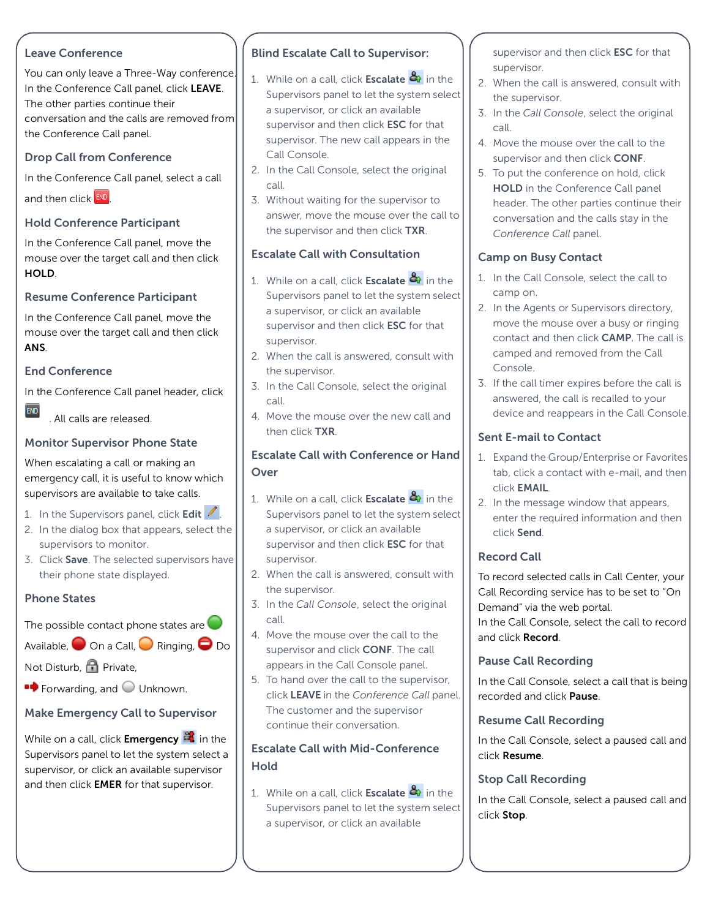## Leave Conference

You can only leave a Three-Way conference. In the Conference Call panel, click **LEAVE**. The other parties continue their conversation and the calls are removed from the Conference Call panel.

## Drop Call from Conference

In the Conference Call panel, select a call and then click END.

## Hold Conference Participant

In the Conference Call panel, move the mouse over the target call and then click **HOLD**.

## Resume Conference Participant

In the Conference Call panel, move the mouse over the target call and then click **ANS**.

## End Conference

In the Conference Call panel header, click END. All calls are released.

## Monitor Supervisor Phone State

When escalating a call or making an emergency call, it is useful to know which supervisors are available to take calls.

1. In the Supervisors panel, click **Edit**.
2. In the dialog box that appears, select the supervisors to monitor.
3. Click **Save**. The selected supervisors have their phone state displayed.

## Phone States

The possible contact phone states are Available, On a Call, Ringing, Do Not Disturb, Private, Forwarding, and Unknown.

## Make Emergency Call to Supervisor

While on a call, click **Emergency** in the Supervisors panel to let the system select a supervisor, or click an available supervisor and then click **EMER** for that supervisor.

## Blind Escalate Call to Supervisor:

1. While on a call, click **Escalate** in the Supervisors panel to let the system select a supervisor, or click an available supervisor and then click **ESC** for that supervisor. The new call appears in the Call Console.
2. In the Call Console, select the original call.
3. Without waiting for the supervisor to answer, move the mouse over the call to the supervisor and then click **TXR**.

## Escalate Call with Consultation

1. While on a call, click **Escalate** in the Supervisors panel to let the system select a supervisor, or click an available supervisor and then click **ESC** for that supervisor.
2. When the call is answered, consult with the supervisor.
3. In the Call Console, select the original call.
4. Move the mouse over the new call and then click **TXR**.

## Escalate Call with Conference or Hand Over

1. While on a call, click **Escalate** in the Supervisors panel to let the system select a supervisor, or click an available supervisor and then click **ESC** for that supervisor.
2. When the call is answered, consult with the supervisor.
3. In the *Call Console*, select the original call.
4. Move the mouse over the call to the supervisor and click **CONF**. The call appears in the Call Console panel.
5. To hand over the call to the supervisor, click **LEAVE** in the *Conference Call* panel. The customer and the supervisor continue their conversation.

## Escalate Call with Mid-Conference Hold

1. While on a call, click **Escalate** in the Supervisors panel to let the system select a supervisor, or click an available supervisor and then click **ESC** for that supervisor.
2. When the call is answered, consult with the supervisor.
3. In the *Call Console*, select the original call.
4. Move the mouse over the call to the supervisor and then click **CONF**.
5. To put the conference on hold, click **HOLD** in the Conference Call panel header. The other parties continue their conversation and the calls stay in the *Conference Call* panel.

## Camp on Busy Contact

1. In the Call Console, select the call to camp on.
2. In the Agents or Supervisors directory, move the mouse over a busy or ringing contact and then click **CAMP**. The call is camped and removed from the Call Console.
3. If the call timer expires before the call is answered, the call is recalled to your device and reappears in the Call Console.

## Sent E-mail to Contact

1. Expand the Group/Enterprise or Favorites tab, click a contact with e-mail, and then click **EMAIL**.
2. In the message window that appears, enter the required information and then click **Send**.

## Record Call

To record selected calls in Call Center, your Call Recording service has to be set to "On Demand" via the web portal.
In the Call Console, select the call to record and click **Record**.

## Pause Call Recording

In the Call Console, select a call that is being recorded and click **Pause**.

## Resume Call Recording

In the Call Console, select a paused call and click **Resume**.

## Stop Call Recording

In the Call Console, select a paused call and click **Stop**.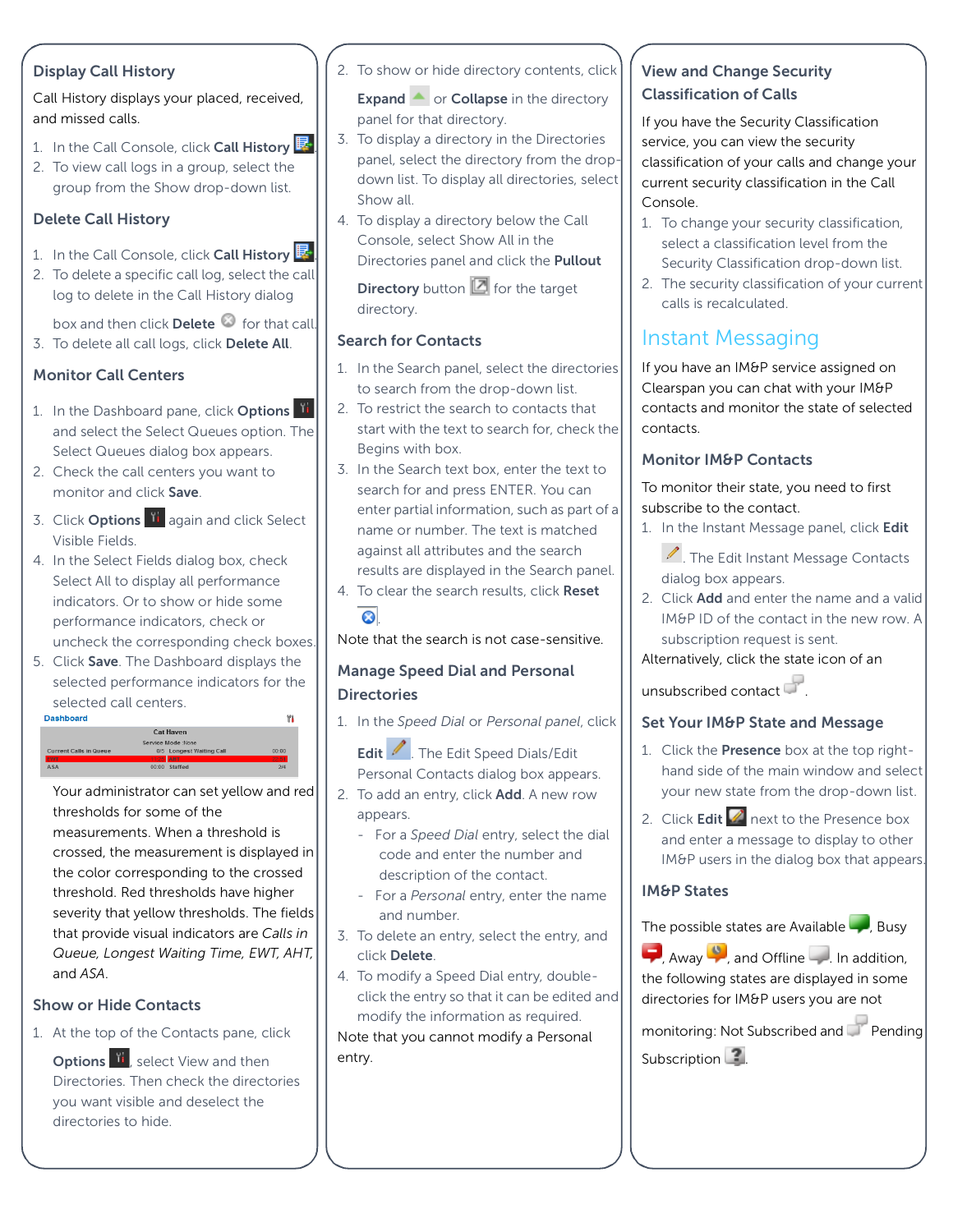## Display Call History

Call History displays your placed, received, and missed calls.

1. In the Call Console, click **Call History**.
2. To view call logs in a group, select the group from the Show drop-down list.

## Delete Call History

1. In the Call Console, click **Call History**.
2. To delete a specific call log, select the call log to delete in the Call History dialog box and then click **Delete** for that call.
3. To delete all call logs, click **Delete All**.

## Monitor Call Centers

1. In the Dashboard pane, click **Options** and select the Select Queues option. The Select Queues dialog box appears.
2. Check the call centers you want to monitor and click **Save**.
3. Click **Options** again and click Select Visible Fields.
4. In the Select Fields dialog box, check Select All to display all performance indicators. Or to show or hide some performance indicators, check or uncheck the corresponding check boxes.
5. Click **Save**. The Dashboard displays the selected performance indicators for the selected call centers.

Your administrator can set yellow and red thresholds for some of the measurements. When a threshold is crossed, the measurement is displayed in the color corresponding to the crossed threshold. Red thresholds have higher severity that yellow thresholds. The fields that provide visual indicators are *Calls in Queue, Longest Waiting Time, EWT, AHT,* and *ASA*.

## Show or Hide Contacts

1. At the top of the Contacts pane, click **Options**, select View and then Directories. Then check the directories you want visible and deselect the directories to hide.
2. To show or hide directory contents, click **Expand** or **Collapse** in the directory panel for that directory.
3. To display a directory in the Directories panel, select the directory from the drop-down list. To display all directories, select Show all.
4. To display a directory below the Call Console, select Show All in the Directories panel and click the **Pullout Directory** button for the target directory.

## Search for Contacts

1. In the Search panel, select the directories to search from the drop-down list.
2. To restrict the search to contacts that start with the text to search for, check the Begins with box.
3. In the Search text box, enter the text to search for and press ENTER. You can enter partial information, such as part of a name or number. The text is matched against all attributes and the search results are displayed in the Search panel.
4. To clear the search results, click **Reset**.

Note that the search is not case-sensitive.

## Manage Speed Dial and Personal Directories

1. In the *Speed Dial* or *Personal panel*, click **Edit**. The Edit Speed Dials/Edit Personal Contacts dialog box appears.
2. To add an entry, click **Add**. A new row appears.
   - For a *Speed Dial* entry, select the dial code and enter the number and description of the contact.
   - For a *Personal* entry, enter the name and number.
3. To delete an entry, select the entry, and click **Delete**.
4. To modify a Speed Dial entry, double-click the entry so that it can be edited and modify the information as required.

Note that you cannot modify a Personal entry.

## View and Change Security Classification of Calls

If you have the Security Classification service, you can view the security classification of your calls and change your current security classification in the Call Console.

1. To change your security classification, select a classification level from the Security Classification drop-down list.
2. The security classification of your current calls is recalculated.

# Instant Messaging

If you have an IM&P service assigned on Clearspan you can chat with your IM&P contacts and monitor the state of selected contacts.

## Monitor IM&P Contacts

To monitor their state, you need to first subscribe to the contact.

1. In the Instant Message panel, click **Edit**. The Edit Instant Message Contacts dialog box appears.
2. Click **Add** and enter the name and a valid IM&P ID of the contact in the new row. A subscription request is sent.

Alternatively, click the state icon of an unsubscribed contact.

## Set Your IM&P State and Message

1. Click the **Presence** box at the top right-hand side of the main window and select your new state from the drop-down list.
2. Click **Edit** next to the Presence box and enter a message to display to other IM&P users in the dialog box that appears.

## IM&P States

The possible states are Available, Busy, Away, and Offline. In addition, the following states are displayed in some directories for IM&P users you are not monitoring: Not Subscribed and Pending Subscription.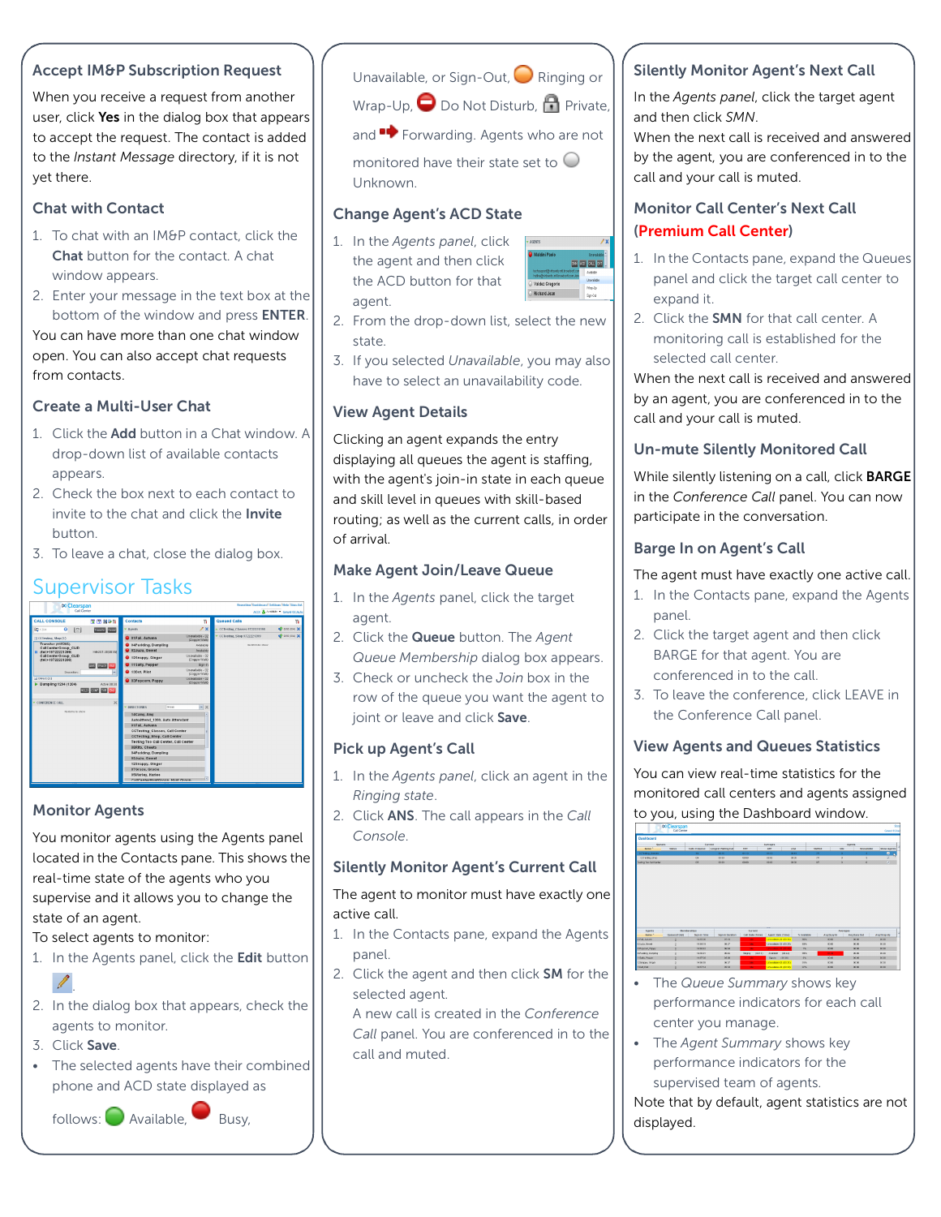## Accept IM&P Subscription Request

When you receive a request from another user, click **Yes** in the dialog box that appears to accept the request. The contact is added to the *Instant Message* directory, if it is not yet there.

## Chat with Contact

1. To chat with an IM&P contact, click the **Chat** button for the contact. A chat window appears.
2. Enter your message in the text box at the bottom of the window and press **ENTER**.

You can have more than one chat window open. You can also accept chat requests from contacts.

## Create a Multi-User Chat

1. Click the **Add** button in a Chat window. A drop-down list of available contacts appears.
2. Check the box next to each contact to invite to the chat and click the **Invite** button.
3. To leave a chat, close the dialog box.

# Supervisor Tasks

## Monitor Agents

You monitor agents using the Agents panel located in the Contacts pane. This shows the real-time state of the agents who you supervise and it allows you to change the state of an agent.

To select agents to monitor:

1. In the Agents panel, click the **Edit** button.
2. In the dialog box that appears, check the agents to monitor.
3. Click **Save**.

- The selected agents have their combined phone and ACD state displayed as follows: Available, Busy, Unavailable, or Sign-Out, Ringing or Wrap-Up, Do Not Disturb, Private, and Forwarding. Agents who are not monitored have their state set to Unknown.

## Change Agent's ACD State

1. In the *Agents panel*, click the agent and then click the ACD button for that agent.
2. From the drop-down list, select the new state.
3. If you selected *Unavailable*, you may also have to select an unavailability code.

## View Agent Details

Clicking an agent expands the entry displaying all queues the agent is staffing, with the agent's join-in state in each queue and skill level in queues with skill-based routing; as well as the current calls, in order of arrival.

## Make Agent Join/Leave Queue

1. In the *Agents* panel, click the target agent.
2. Click the **Queue** button. The *Agent Queue Membership* dialog box appears.
3. Check or uncheck the *Join* box in the row of the queue you want the agent to joint or leave and click **Save**.

## Pick up Agent's Call

1. In the *Agents panel*, click an agent in the *Ringing state*.
2. Click **ANS**. The call appears in the *Call Console*.

## Silently Monitor Agent's Current Call

The agent to monitor must have exactly one active call.

1. In the Contacts pane, expand the Agents panel.
2. Click the agent and then click **SM** for the selected agent.
   A new call is created in the *Conference Call* panel. You are conferenced in to the call and muted.

## Silently Monitor Agent's Next Call

In the *Agents panel*, click the target agent and then click *SMN*.

When the next call is received and answered by the agent, you are conferenced in to the call and your call is muted.

## Monitor Call Center's Next Call (Premium Call Center)

1. In the Contacts pane, expand the Queues panel and click the target call center to expand it.
2. Click the **SMN** for that call center. A monitoring call is established for the selected call center.

When the next call is received and answered by an agent, you are conferenced in to the call and your call is muted.

## Un-mute Silently Monitored Call

While silently listening on a call, click **BARGE** in the *Conference Call* panel. You can now participate in the conversation.

## Barge In on Agent's Call

The agent must have exactly one active call.

1. In the Contacts pane, expand the Agents panel.
2. Click the target agent and then click BARGE for that agent. You are conferenced in to the call.
3. To leave the conference, click LEAVE in the Conference Call panel.

## View Agents and Queues Statistics

You can view real-time statistics for the monitored call centers and agents assigned to you, using the Dashboard window.

- The *Queue Summary* shows key performance indicators for each call center you manage.
- The *Agent Summary* shows key performance indicators for the supervised team of agents.

Note that by default, agent statistics are not displayed.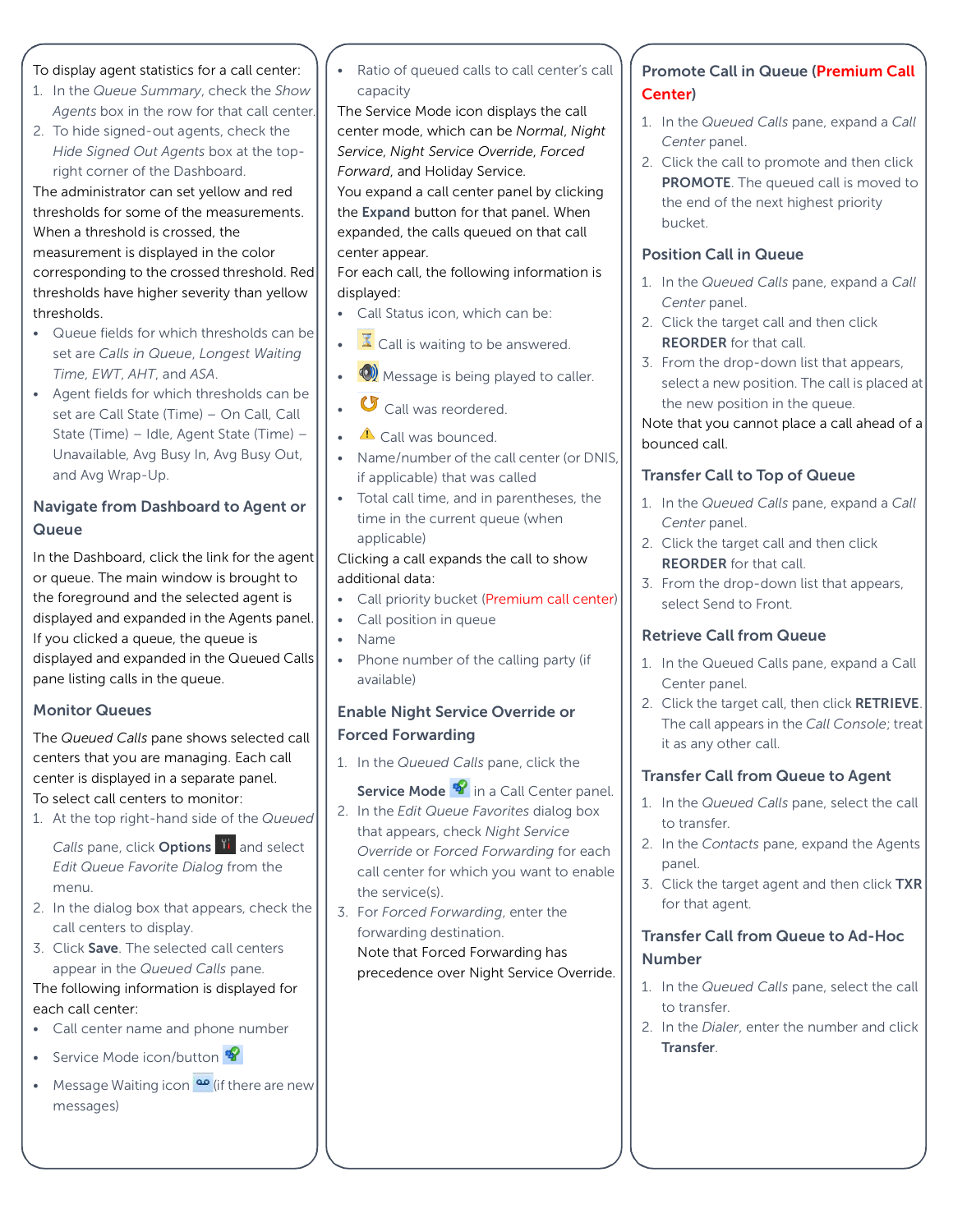To display agent statistics for a call center:

1. In the *Queue Summary*, check the *Show Agents* box in the row for that call center.
2. To hide signed-out agents, check the *Hide Signed Out Agents* box at the top-right corner of the Dashboard.

The administrator can set yellow and red thresholds for some of the measurements. When a threshold is crossed, the measurement is displayed in the color corresponding to the crossed threshold. Red thresholds have higher severity than yellow thresholds.

- Queue fields for which thresholds can be set are *Calls in Queue*, *Longest Waiting Time*, *EWT*, *AHT*, and *ASA*.
- Agent fields for which thresholds can be set are Call State (Time) – On Call, Call State (Time) – Idle, Agent State (Time) – Unavailable, Avg Busy In, Avg Busy Out, and Avg Wrap-Up.

### Navigate from Dashboard to Agent or Queue

In the Dashboard, click the link for the agent or queue. The main window is brought to the foreground and the selected agent is displayed and expanded in the Agents panel. If you clicked a queue, the queue is displayed and expanded in the Queued Calls pane listing calls in the queue.

### Monitor Queues

The *Queued Calls* pane shows selected call centers that you are managing. Each call center is displayed in a separate panel.

To select call centers to monitor:

1. At the top right-hand side of the *Queued Calls* pane, click **Options** and select *Edit Queue Favorite Dialog* from the menu.
2. In the dialog box that appears, check the call centers to display.
3. Click **Save**. The selected call centers appear in the *Queued Calls* pane.

The following information is displayed for each call center:

- Call center name and phone number
- Service Mode icon/button
- Message Waiting icon (if there are new messages)
- Ratio of queued calls to call center's call capacity

The Service Mode icon displays the call center mode, which can be *Normal*, *Night Service*, *Night Service Override*, *Forced Forward*, and Holiday Service.

You expand a call center panel by clicking the **Expand** button for that panel. When expanded, the calls queued on that call center appear.

For each call, the following information is displayed:

- Call Status icon, which can be:
- Call is waiting to be answered.
- Message is being played to caller.
- Call was reordered.
- Call was bounced.
- Name/number of the call center (or DNIS, if applicable) that was called
- Total call time, and in parentheses, the time in the current queue (when applicable)

Clicking a call expands the call to show additional data:

- Call priority bucket (Premium call center)
- Call position in queue
- Name
- Phone number of the calling party (if available)

### Enable Night Service Override or Forced Forwarding

1. In the *Queued Calls* pane, click the **Service Mode** in a Call Center panel.
2. In the *Edit Queue Favorites* dialog box that appears, check *Night Service Override* or *Forced Forwarding* for each call center for which you want to enable the service(s).
3. For *Forced Forwarding*, enter the forwarding destination. Note that Forced Forwarding has precedence over Night Service Override.

### Promote Call in Queue (Premium Call Center)

1. In the *Queued Calls* pane, expand a *Call Center* panel.
2. Click the call to promote and then click **PROMOTE**. The queued call is moved to the end of the next highest priority bucket.

### Position Call in Queue

1. In the *Queued Calls* pane, expand a *Call Center* panel.
2. Click the target call and then click **REORDER** for that call.
3. From the drop-down list that appears, select a new position. The call is placed at the new position in the queue.

Note that you cannot place a call ahead of a bounced call.

### Transfer Call to Top of Queue

1. In the *Queued Calls* pane, expand a *Call Center* panel.
2. Click the target call and then click **REORDER** for that call.
3. From the drop-down list that appears, select Send to Front.

### Retrieve Call from Queue

1. In the Queued Calls pane, expand a Call Center panel.
2. Click the target call, then click **RETRIEVE**. The call appears in the *Call Console*; treat it as any other call.

### Transfer Call from Queue to Agent

1. In the *Queued Calls* pane, select the call to transfer.
2. In the *Contacts* pane, expand the Agents panel.
3. Click the target agent and then click **TXR** for that agent.

### Transfer Call from Queue to Ad-Hoc Number

1. In the *Queued Calls* pane, select the call to transfer.
2. In the *Dialer*, enter the number and click **Transfer**.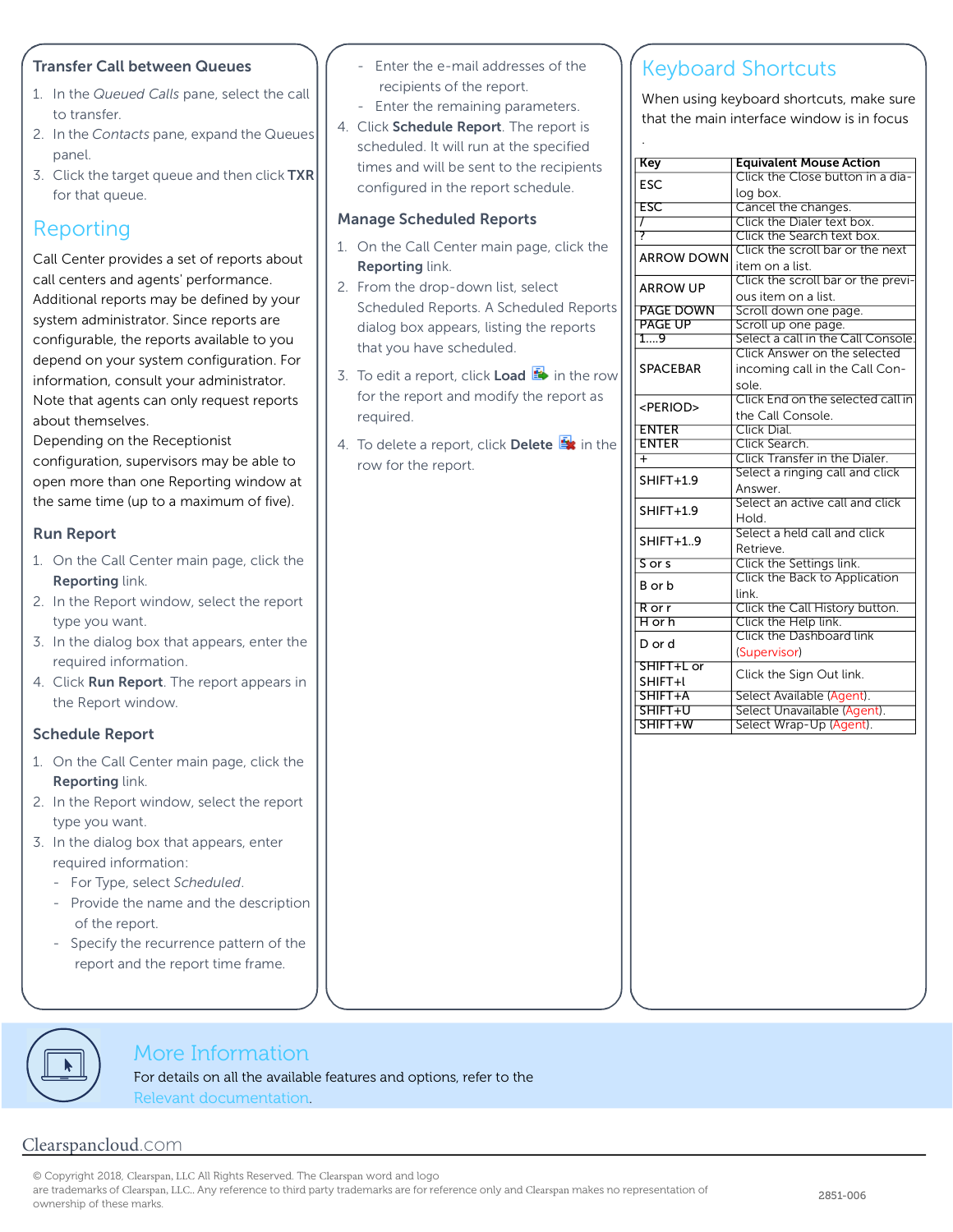## Transfer Call between Queues

1. In the *Queued Calls* pane, select the call to transfer.
2. In the *Contacts* pane, expand the Queues panel.
3. Click the target queue and then click **TXR** for that queue.

## Reporting

Call Center provides a set of reports about call centers and agents' performance. Additional reports may be defined by your system administrator. Since reports are configurable, the reports available to you depend on your system configuration. For information, consult your administrator. Note that agents can only request reports about themselves.

Depending on the Receptionist configuration, supervisors may be able to open more than one Reporting window at the same time (up to a maximum of five).

### Run Report

1. On the Call Center main page, click the **Reporting** link.
2. In the Report window, select the report type you want.
3. In the dialog box that appears, enter the required information.
4. Click **Run Report**. The report appears in the Report window.

### Schedule Report

1. On the Call Center main page, click the **Reporting** link.
2. In the Report window, select the report type you want.
3. In the dialog box that appears, enter required information:
   - For Type, select *Scheduled*.
   - Provide the name and the description of the report.
   - Specify the recurrence pattern of the report and the report time frame.
   - Enter the e-mail addresses of the recipients of the report.
   - Enter the remaining parameters.
4. Click **Schedule Report**. The report is scheduled. It will run at the specified times and will be sent to the recipients configured in the report schedule.

### Manage Scheduled Reports

1. On the Call Center main page, click the **Reporting** link.
2. From the drop-down list, select Scheduled Reports. A Scheduled Reports dialog box appears, listing the reports that you have scheduled.
3. To edit a report, click **Load** in the row for the report and modify the report as required.
4. To delete a report, click **Delete** in the row for the report.

## Keyboard Shortcuts

When using keyboard shortcuts, make sure that the main interface window is in focus.

| Key | Equivalent Mouse Action |
|---|---|
| ESC | Click the Close button in a dialog box. |
| ESC | Cancel the changes. |
| / | Click the Dialer text box. |
| ? | Click the Search text box. |
| ARROW DOWN | Click the scroll bar or the next item on a list. |
| ARROW UP | Click the scroll bar or the previous item on a list. |
| PAGE DOWN | Scroll down one page. |
| PAGE UP | Scroll up one page. |
| 1….9 | Select a call in the Call Console. |
| SPACEBAR | Click Answer on the selected incoming call in the Call Console. |
| <PERIOD> | Click End on the selected call in the Call Console. |
| ENTER | Click Dial. |
| ENTER | Click Search. |
| + | Click Transfer in the Dialer. |
| SHIFT+1.9 | Select a ringing call and click Answer. |
| SHIFT+1.9 | Select an active call and click Hold. |
| SHIFT+1..9 | Select a held call and click Retrieve. |
| S or s | Click the Settings link. |
| B or b | Click the Back to Application link. |
| R or r | Click the Call History button. |
| H or h | Click the Help link. |
| D or d | Click the Dashboard link (Supervisor) |
| SHIFT+L or SHIFT+l | Click the Sign Out link. |
| SHIFT+A | Select Available (Agent). |
| SHIFT+U | Select Unavailable (Agent). |
| SHIFT+W | Select Wrap-Up (Agent). |

## More Information

For details on all the available features and options, refer to the Relevant documentation.

Clearspancloud.com

© Copyright 2018, Clearspan, LLC All Rights Reserved. The Clearspan word and logo are trademarks of Clearspan, LLC.. Any reference to third party trademarks are for reference only and Clearspan makes no representation of ownership of these marks.

2851-006